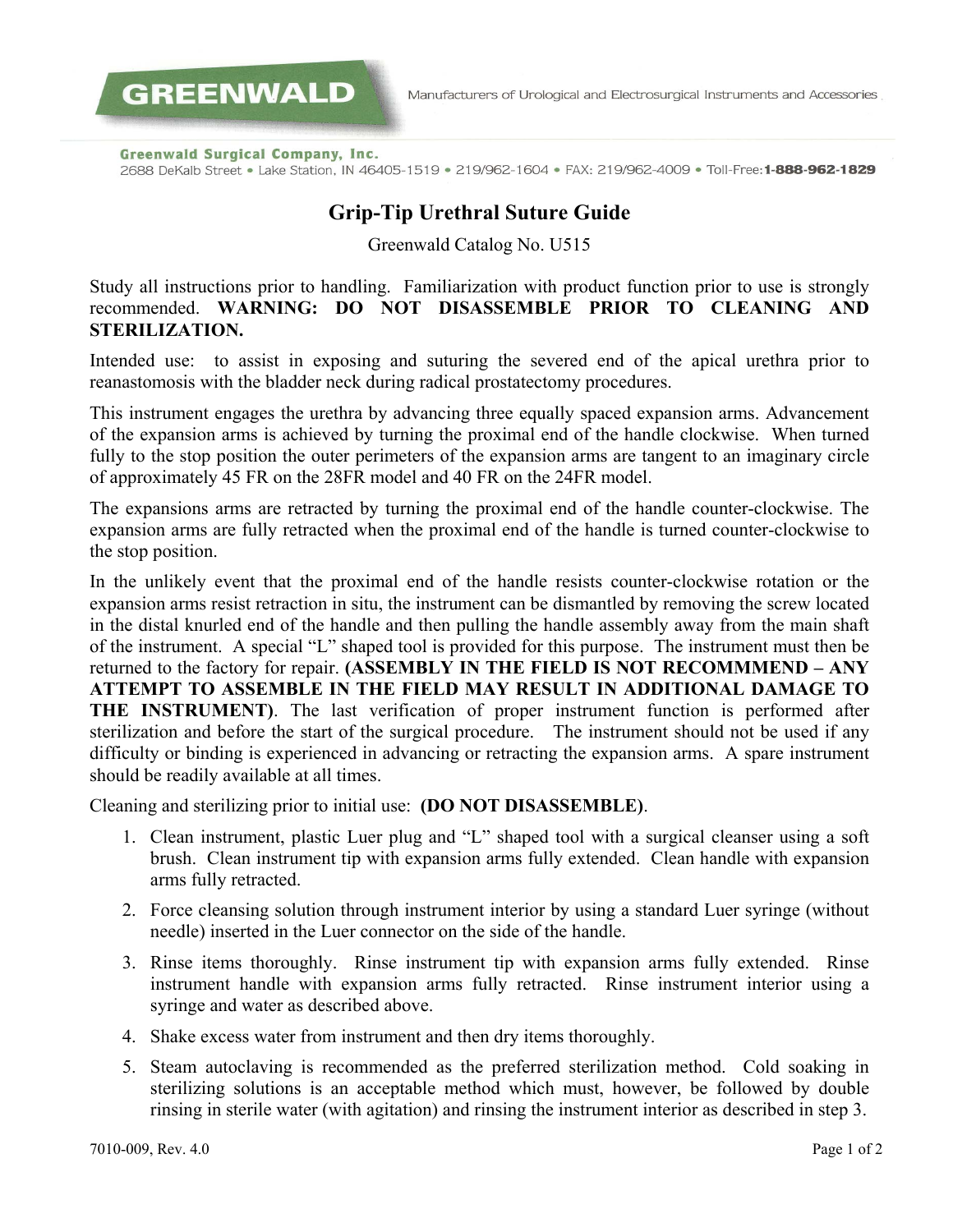GREENWALD

Manufacturers of Urological and Electrosurgical Instruments and Accessories

**Greenwald Surgical Company, Inc.**
2688 DeKalb Street • Lake Station, IN 46405-1519 • 219/962-1604 • FAX: 219/962-4009 • Toll-Free: **1-888-962-1829**

# Grip-Tip Urethral Suture Guide

Greenwald Catalog No. U515

Study all instructions prior to handling. Familiarization with product function prior to use is strongly recommended. **WARNING: DO NOT DISASSEMBLE PRIOR TO CLEANING AND STERILIZATION.**

Intended use: to assist in exposing and suturing the severed end of the apical urethra prior to reanastomosis with the bladder neck during radical prostatectomy procedures.

This instrument engages the urethra by advancing three equally spaced expansion arms. Advancement of the expansion arms is achieved by turning the proximal end of the handle clockwise. When turned fully to the stop position the outer perimeters of the expansion arms are tangent to an imaginary circle of approximately 45 FR on the 28FR model and 40 FR on the 24FR model.

The expansions arms are retracted by turning the proximal end of the handle counter-clockwise. The expansion arms are fully retracted when the proximal end of the handle is turned counter-clockwise to the stop position.

In the unlikely event that the proximal end of the handle resists counter-clockwise rotation or the expansion arms resist retraction in situ, the instrument can be dismantled by removing the screw located in the distal knurled end of the handle and then pulling the handle assembly away from the main shaft of the instrument. A special "L" shaped tool is provided for this purpose. The instrument must then be returned to the factory for repair. **(ASSEMBLY IN THE FIELD IS NOT RECOMMMEND – ANY ATTEMPT TO ASSEMBLE IN THE FIELD MAY RESULT IN ADDITIONAL DAMAGE TO THE INSTRUMENT)**. The last verification of proper instrument function is performed after sterilization and before the start of the surgical procedure. The instrument should not be used if any difficulty or binding is experienced in advancing or retracting the expansion arms. A spare instrument should be readily available at all times.

Cleaning and sterilizing prior to initial use: **(DO NOT DISASSEMBLE)**.

1. Clean instrument, plastic Luer plug and "L" shaped tool with a surgical cleanser using a soft brush. Clean instrument tip with expansion arms fully extended. Clean handle with expansion arms fully retracted.
2. Force cleansing solution through instrument interior by using a standard Luer syringe (without needle) inserted in the Luer connector on the side of the handle.
3. Rinse items thoroughly. Rinse instrument tip with expansion arms fully extended. Rinse instrument handle with expansion arms fully retracted. Rinse instrument interior using a syringe and water as described above.
4. Shake excess water from instrument and then dry items thoroughly.
5. Steam autoclaving is recommended as the preferred sterilization method. Cold soaking in sterilizing solutions is an acceptable method which must, however, be followed by double rinsing in sterile water (with agitation) and rinsing the instrument interior as described in step 3.

7010-009, Rev. 4.0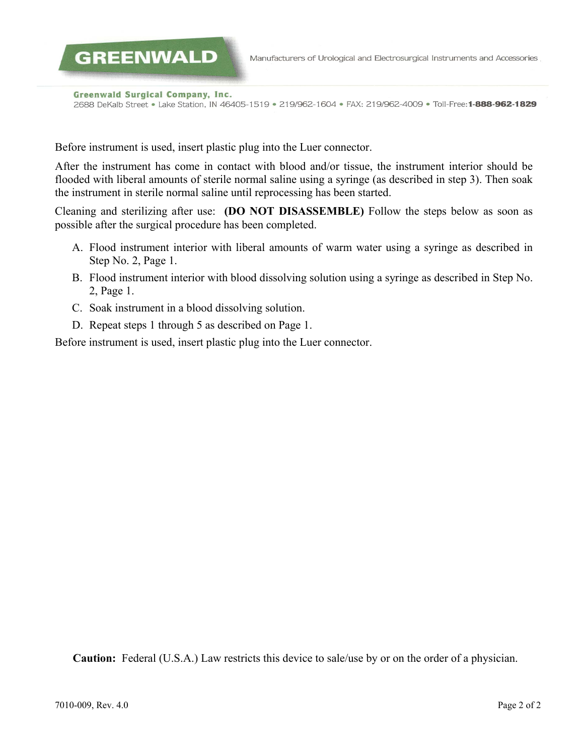Before instrument is used, insert plastic plug into the Luer connector.

After the instrument has come in contact with blood and/or tissue, the instrument interior should be flooded with liberal amounts of sterile normal saline using a syringe (as described in step 3). Then soak the instrument in sterile normal saline until reprocessing has been started.

Cleaning and sterilizing after use: **(DO NOT DISASSEMBLE)** Follow the steps below as soon as possible after the surgical procedure has been completed.

A. Flood instrument interior with liberal amounts of warm water using a syringe as described in Step No. 2, Page 1.
B. Flood instrument interior with blood dissolving solution using a syringe as described in Step No. 2, Page 1.
C. Soak instrument in a blood dissolving solution.
D. Repeat steps 1 through 5 as described on Page 1.

Before instrument is used, insert plastic plug into the Luer connector.

**Caution:** Federal (U.S.A.) Law restricts this device to sale/use by or on the order of a physician.

7010-009, Rev. 4.0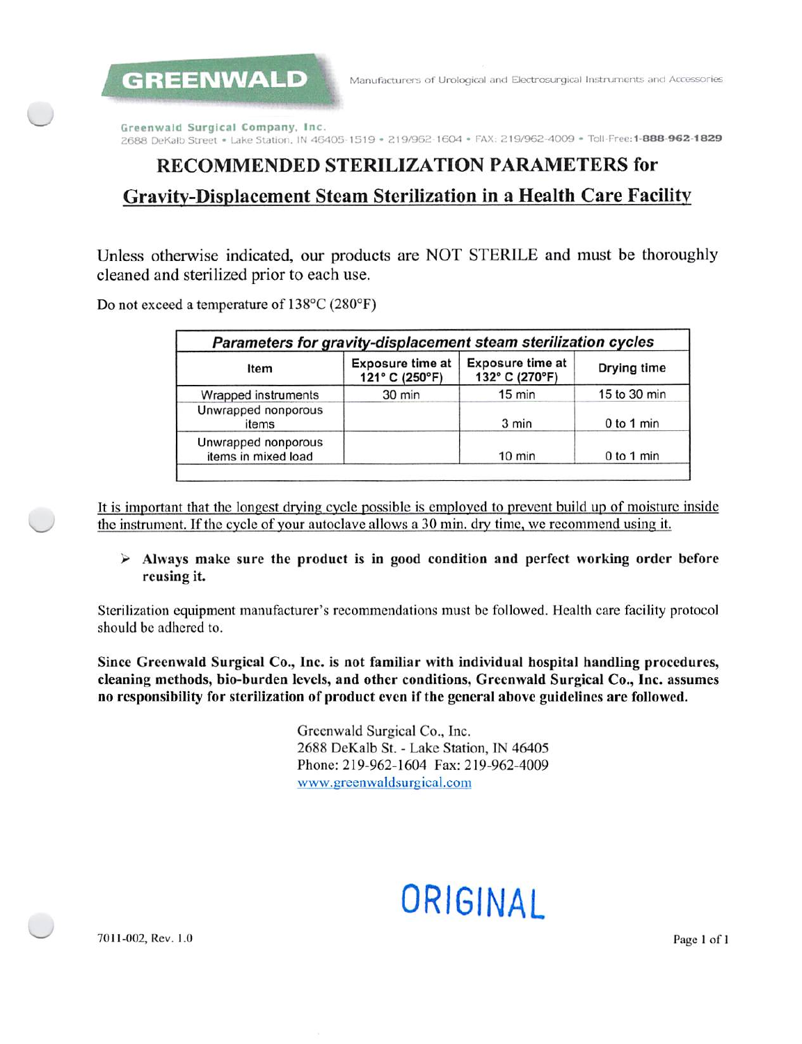GREENWALD

Manufacturers of Urological and Electrosurgical Instruments and Accessories

Greenwald Surgical Company, Inc.
2688 DeKalb Street • Lake Station, IN 46405-1519 • 219/962-1604 • FAX: 219/962-4009 • Toll-Free: **1-888-962-1829**

# RECOMMENDED STERILIZATION PARAMETERS for

## Gravity-Displacement Steam Sterilization in a Health Care Facility

Unless otherwise indicated, our products are NOT STERILE and must be thoroughly cleaned and sterilized prior to each use.

Do not exceed a temperature of 138°C (280°F)

| *Parameters for gravity-displacement steam sterilization cycles* | | | |
|---|---|---|---|
| Item | Exposure time at 121° C (250°F) | Exposure time at 132° C (270°F) | Drying time |
| Wrapped instruments | 30 min | 15 min | 15 to 30 min |
| Unwrapped nonporous items | | 3 min | 0 to 1 min |
| Unwrapped nonporous items in mixed load | | 10 min | 0 to 1 min |

It is important that the longest drying cycle possible is employed to prevent build up of moisture inside the instrument. If the cycle of your autoclave allows a 30 min. dry time, we recommend using it.

- **Always make sure the product is in good condition and perfect working order before reusing it.**

Sterilization equipment manufacturer's recommendations must be followed. Health care facility protocol should be adhered to.

**Since Greenwald Surgical Co., Inc. is not familiar with individual hospital handling procedures, cleaning methods, bio-burden levels, and other conditions, Greenwald Surgical Co., Inc. assumes no responsibility for sterilization of product even if the general above guidelines are followed.**

Greenwald Surgical Co., Inc.
2688 DeKalb St. - Lake Station, IN 46405
Phone: 219-962-1604 Fax: 219-962-4009
www.greenwaldsurgical.com

ORIGINAL

7011-002, Rev. 1.0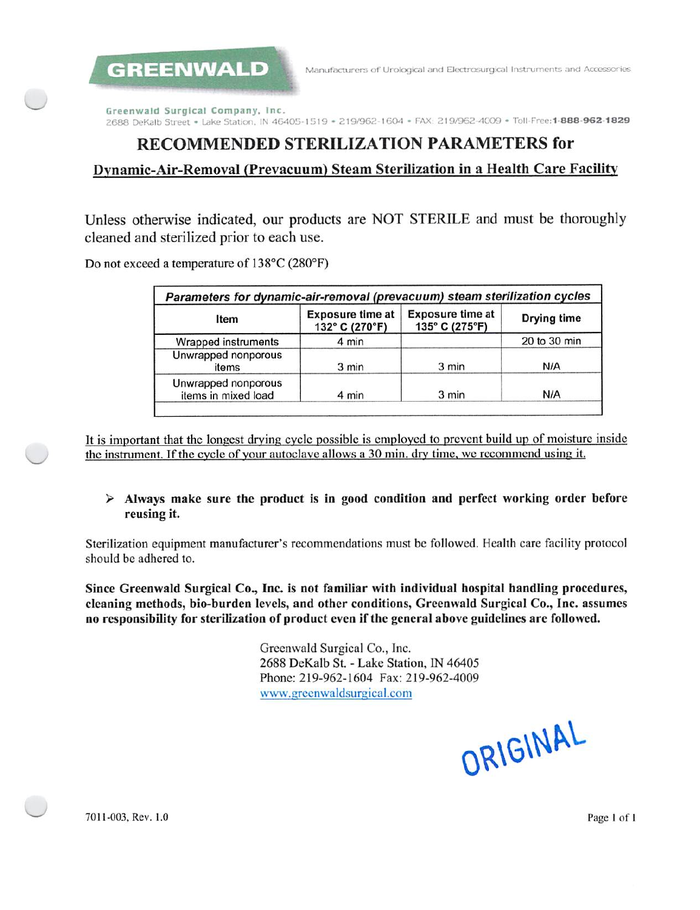**GREENWALD**

Manufacturers of Urological and Electrosurgical Instruments and Accessories

**Greenwald Surgical Company, Inc.**
2688 DeKalb Street • Lake Station, IN 46405-1519 • 219/962-1604 • FAX: 219/962-4009 • Toll-Free: **1-888-962-1829**

# RECOMMENDED STERILIZATION PARAMETERS for

## Dynamic-Air-Removal (Prevacuum) Steam Sterilization in a Health Care Facility

Unless otherwise indicated, our products are NOT STERILE and must be thoroughly cleaned and sterilized prior to each use.

Do not exceed a temperature of 138°C (280°F)

| ***Parameters for dynamic-air-removal (prevacuum) steam sterilization cycles*** | | | |
|---|---|---|---|
| **Item** | **Exposure time at 132° C (270°F)** | **Exposure time at 135° C (275°F)** | **Drying time** |
| Wrapped instruments | 4 min | | 20 to 30 min |
| Unwrapped nonporous items | 3 min | 3 min | N/A |
| Unwrapped nonporous items in mixed load | 4 min | 3 min | N/A |

It is important that the longest drying cycle possible is employed to prevent build up of moisture inside the instrument. If the cycle of your autoclave allows a 30 min. dry time, we recommend using it.

- **Always make sure the product is in good condition and perfect working order before reusing it.**

Sterilization equipment manufacturer's recommendations must be followed. Health care facility protocol should be adhered to.

**Since Greenwald Surgical Co., Inc. is not familiar with individual hospital handling procedures, cleaning methods, bio-burden levels, and other conditions, Greenwald Surgical Co., Inc. assumes no responsibility for sterilization of product even if the general above guidelines are followed.**

Greenwald Surgical Co., Inc.
2688 DeKalb St. - Lake Station, IN 46405
Phone: 219-962-1604 Fax: 219-962-4009
www.greenwaldsurgical.com

ORIGINAL

7011-003, Rev. 1.0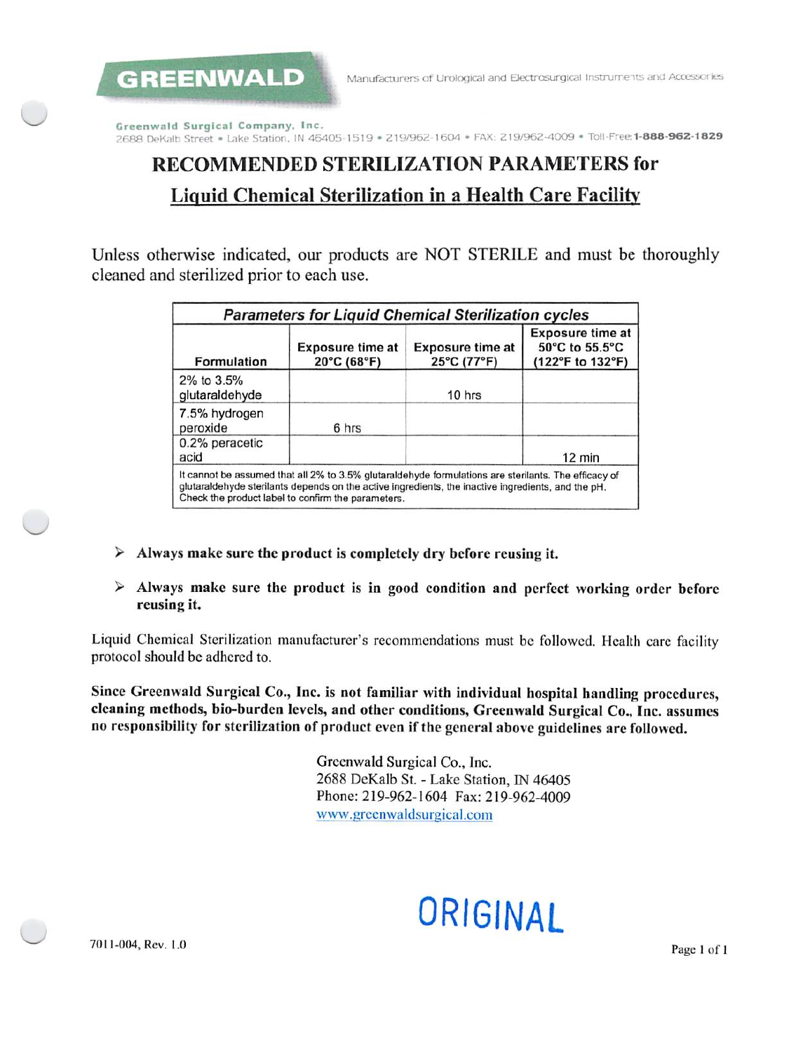GREENWALD

Manufacturers of Urological and Electrosurgical Instruments and Accessories

Greenwald Surgical Company, Inc.
2688 DeKalb Street • Lake Station, IN 46405-1519 • 219/962-1604 • FAX: 219/962-4009 • Toll-Free: **1-888-962-1829**

# RECOMMENDED STERILIZATION PARAMETERS for

## Liquid Chemical Sterilization in a Health Care Facility

Unless otherwise indicated, our products are NOT STERILE and must be thoroughly cleaned and sterilized prior to each use.

| Parameters for Liquid Chemical Sterilization cycles | | | |
|---|---|---|---|
| **Formulation** | **Exposure time at 20°C (68°F)** | **Exposure time at 25°C (77°F)** | **Exposure time at 50°C to 55.5°C (122°F to 132°F)** |
| 2% to 3.5% glutaraldehyde | | 10 hrs | |
| 7.5% hydrogen peroxide | 6 hrs | | |
| 0.2% peracetic acid | | | 12 min |
| It cannot be assumed that all 2% to 3.5% glutaraldehyde formulations are sterilants. The efficacy of glutaraldehyde sterilants depends on the active ingredients, the inactive ingredients, and the pH. Check the product label to confirm the parameters. | | | |

- **Always make sure the product is completely dry before reusing it.**
- **Always make sure the product is in good condition and perfect working order before reusing it.**

Liquid Chemical Sterilization manufacturer's recommendations must be followed. Health care facility protocol should be adhered to.

**Since Greenwald Surgical Co., Inc. is not familiar with individual hospital handling procedures, cleaning methods, bio-burden levels, and other conditions, Greenwald Surgical Co., Inc. assumes no responsibility for sterilization of product even if the general above guidelines are followed.**

Greenwald Surgical Co., Inc.
2688 DeKalb St. - Lake Station, IN 46405
Phone: 219-962-1604 Fax: 219-962-4009
www.greenwaldsurgical.com

ORIGINAL

7011-004, Rev. 1.0